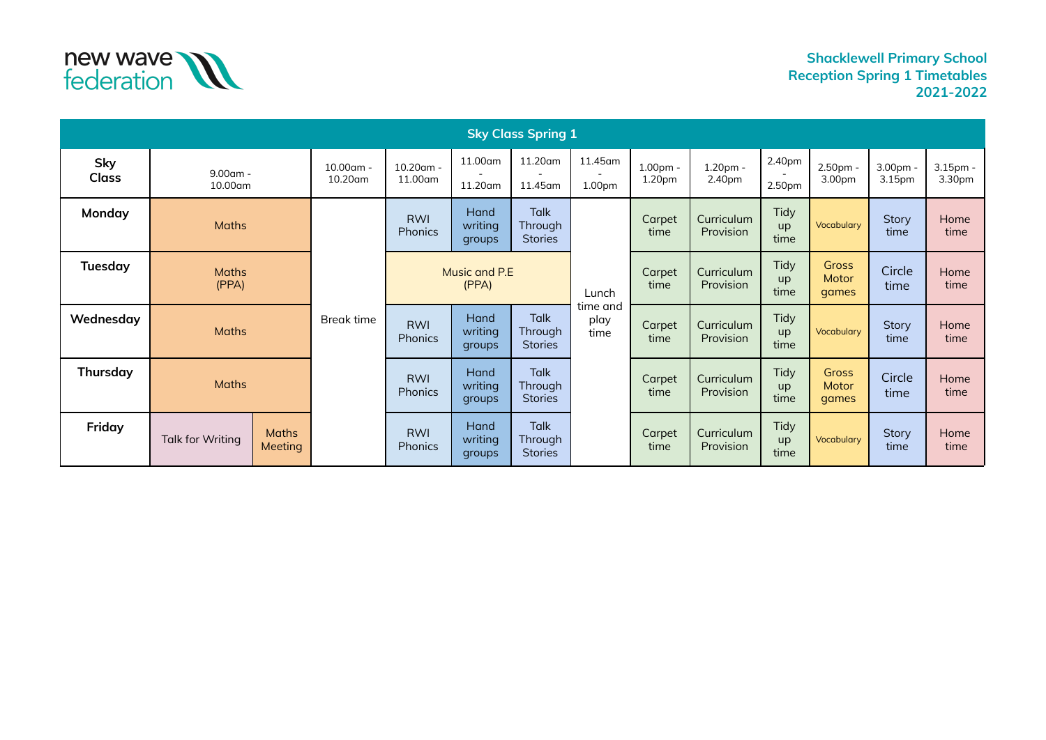new wave federation

**Shacklewell Primary School**
**Reception Spring 1 Timetables**
**2021-2022**

| Sky Class Spring 1 | | | | | | | | | | | | | | |
|---|---|---|---|---|---|---|---|---|---|---|---|---|---|---|
| **Sky Class** | 9.00am - 10.00am | | 10.00am - 10.20am | 10.20am - 11.00am | 11.00am - 11.20am | 11.20am - 11.45am | 11.45am - 1.00pm | 1.00pm - 1.20pm | 1.20pm - 2.40pm | 2.40pm - 2.50pm | 2.50pm - 3.00pm | 3.00pm - 3.15pm | 3.15pm - 3.30pm |
| **Monday** | Maths | | Break time | RWI Phonics | Hand writing groups | Talk Through Stories | Lunch time and play time | Carpet time | Curriculum Provision | Tidy up time | Vocabulary | Story time | Home time |
| **Tuesday** | Maths (PPA) | | Break time | Music and P.E (PPA) | | | Lunch time and play time | Carpet time | Curriculum Provision | Tidy up time | Gross Motor games | Circle time | Home time |
| **Wednesday** | Maths | | Break time | RWI Phonics | Hand writing groups | Talk Through Stories | Lunch time and play time | Carpet time | Curriculum Provision | Tidy up time | Vocabulary | Story time | Home time |
| **Thursday** | Maths | | Break time | RWI Phonics | Hand writing groups | Talk Through Stories | Lunch time and play time | Carpet time | Curriculum Provision | Tidy up time | Gross Motor games | Circle time | Home time |
| **Friday** | Talk for Writing | Maths Meeting | Break time | RWI Phonics | Hand writing groups | Talk Through Stories | Lunch time and play time | Carpet time | Curriculum Provision | Tidy up time | Vocabulary | Story time | Home time |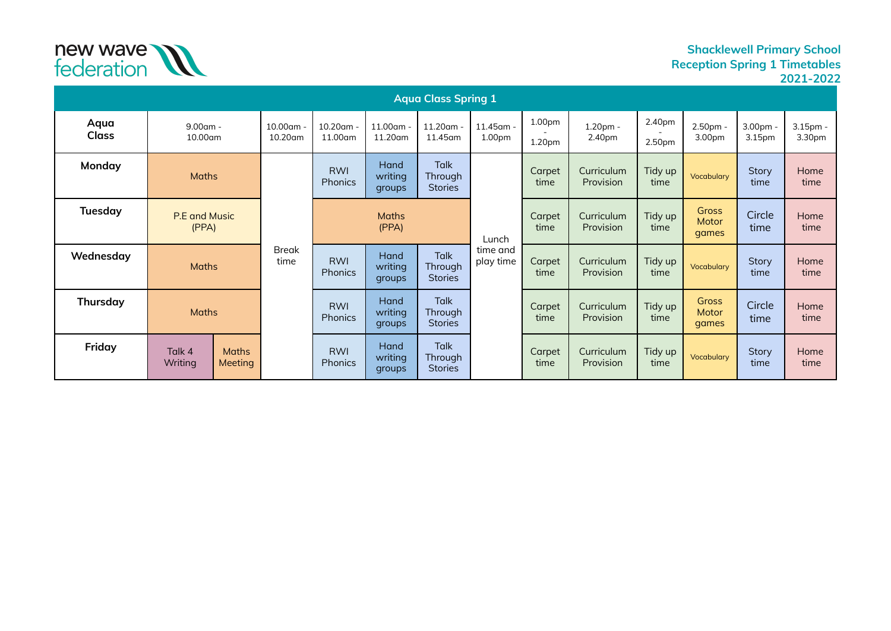new wave federation

**Shacklewell Primary School**
**Reception Spring 1 Timetables**
**2021-2022**

## Aqua Class Spring 1

| Aqua Class | 9.00am - 10.00am | | 10.00am - 10.20am | 10.20am - 11.00am | 11.00am - 11.20am | 11.20am - 11.45am | 11.45am - 1.00pm | 1.00pm - 1.20pm | 1.20pm - 2.40pm | 2.40pm - 2.50pm | 2.50pm - 3.00pm | 3.00pm - 3.15pm | 3.15pm - 3.30pm |
|---|---|---|---|---|---|---|---|---|---|---|---|---|---|
| **Monday** | Maths | | Break time | RWI Phonics | Hand writing groups | Talk Through Stories | Lunch time and play time | Carpet time | Curriculum Provision | Tidy up time | Vocabulary | Story time | Home time |
| **Tuesday** | P.E and Music (PPA) | | | Maths (PPA) | | | | Carpet time | Curriculum Provision | Tidy up time | Gross Motor games | Circle time | Home time |
| **Wednesday** | Maths | | | RWI Phonics | Hand writing groups | Talk Through Stories | | Carpet time | Curriculum Provision | Tidy up time | Vocabulary | Story time | Home time |
| **Thursday** | Maths | | | RWI Phonics | Hand writing groups | Talk Through Stories | | Carpet time | Curriculum Provision | Tidy up time | Gross Motor games | Circle time | Home time |
| **Friday** | Talk 4 Writing | Maths Meeting | | RWI Phonics | Hand writing groups | Talk Through Stories | | Carpet time | Curriculum Provision | Tidy up time | Vocabulary | Story time | Home time |